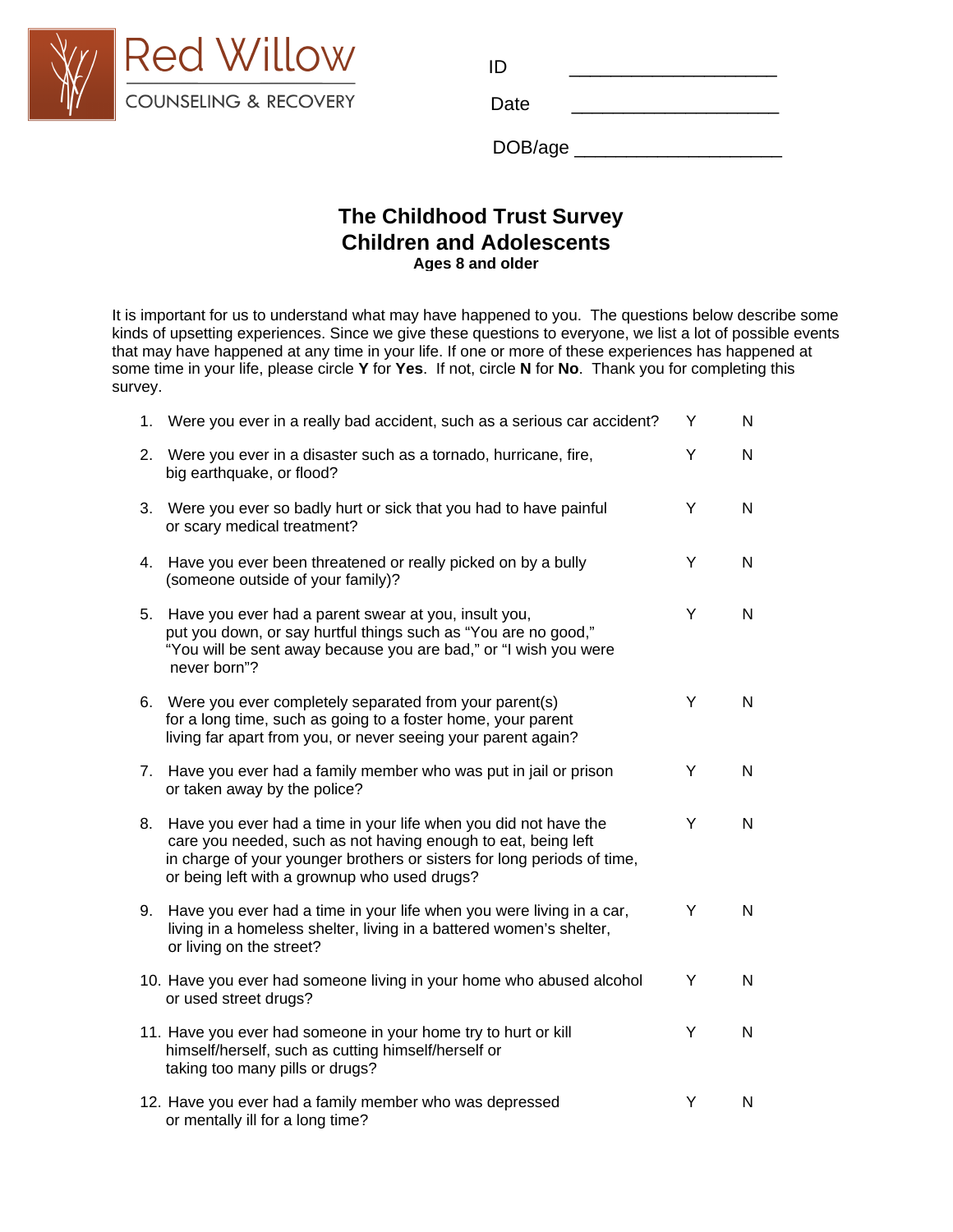Red Willow
COUNSELING & RECOVERY

ID ____________________

Date ____________________

DOB/age ____________________

# The Childhood Trust Survey
## Children and Adolescents
**Ages 8 and older**

It is important for us to understand what may have happened to you. The questions below describe some kinds of upsetting experiences. Since we give these questions to everyone, we list a lot of possible events that may have happened at any time in your life. If one or more of these experiences has happened at some time in your life, please circle **Y** for **Yes**. If not, circle **N** for **No**. Thank you for completing this survey.

| | Question | | |
|---|---|---|---|
| 1. | Were you ever in a really bad accident, such as a serious car accident? | Y | N |
| 2. | Were you ever in a disaster such as a tornado, hurricane, fire, big earthquake, or flood? | Y | N |
| 3. | Were you ever so badly hurt or sick that you had to have painful or scary medical treatment? | Y | N |
| 4. | Have you ever been threatened or really picked on by a bully (someone outside of your family)? | Y | N |
| 5. | Have you ever had a parent swear at you, insult you, put you down, or say hurtful things such as "You are no good," "You will be sent away because you are bad," or "I wish you were never born"? | Y | N |
| 6. | Were you ever completely separated from your parent(s) for a long time, such as going to a foster home, your parent living far apart from you, or never seeing your parent again? | Y | N |
| 7. | Have you ever had a family member who was put in jail or prison or taken away by the police? | Y | N |
| 8. | Have you ever had a time in your life when you did not have the care you needed, such as not having enough to eat, being left in charge of your younger brothers or sisters for long periods of time, or being left with a grownup who used drugs? | Y | N |
| 9. | Have you ever had a time in your life when you were living in a car, living in a homeless shelter, living in a battered women's shelter, or living on the street? | Y | N |
| 10. | Have you ever had someone living in your home who abused alcohol or used street drugs? | Y | N |
| 11. | Have you ever had someone in your home try to hurt or kill himself/herself, such as cutting himself/herself or taking too many pills or drugs? | Y | N |
| 12. | Have you ever had a family member who was depressed or mentally ill for a long time? | Y | N |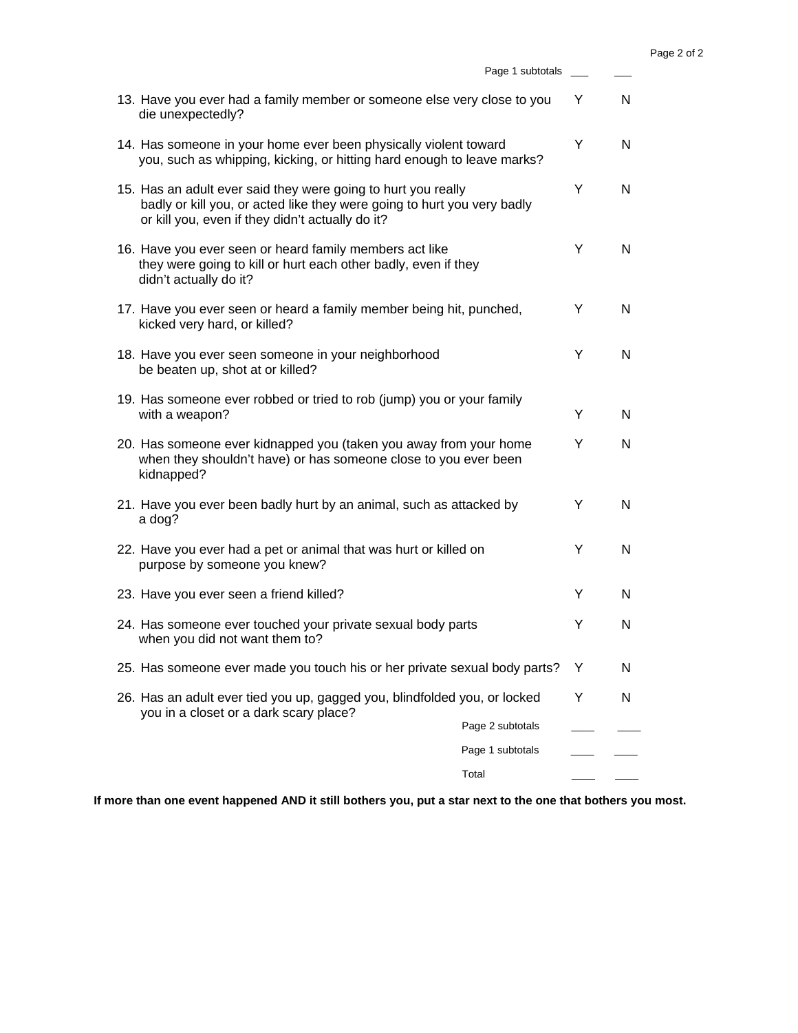| | | |
|---|---|---|
| Page 1 subtotals | ___ | ___ |
| 13. Have you ever had a family member or someone else very close to you die unexpectedly? | Y | N |
| 14. Has someone in your home ever been physically violent toward you, such as whipping, kicking, or hitting hard enough to leave marks? | Y | N |
| 15. Has an adult ever said they were going to hurt you really badly or kill you, or acted like they were going to hurt you very badly or kill you, even if they didn't actually do it? | Y | N |
| 16. Have you ever seen or heard family members act like they were going to kill or hurt each other badly, even if they didn't actually do it? | Y | N |
| 17. Have you ever seen or heard a family member being hit, punched, kicked very hard, or killed? | Y | N |
| 18. Have you ever seen someone in your neighborhood be beaten up, shot at or killed? | Y | N |
| 19. Has someone ever robbed or tried to rob (jump) you or your family with a weapon? | Y | N |
| 20. Has someone ever kidnapped you (taken you away from your home when they shouldn't have) or has someone close to you ever been kidnapped? | Y | N |
| 21. Have you ever been badly hurt by an animal, such as attacked by a dog? | Y | N |
| 22. Have you ever had a pet or animal that was hurt or killed on purpose by someone you knew? | Y | N |
| 23. Have you ever seen a friend killed? | Y | N |
| 24. Has someone ever touched your private sexual body parts when you did not want them to? | Y | N |
| 25. Has someone ever made you touch his or her private sexual body parts? | Y | N |
| 26. Has an adult ever tied you up, gagged you, blindfolded you, or locked you in a closet or a dark scary place? | Y | N |
| Page 2 subtotals | ____ | ____ |
| Page 1 subtotals | ____ | ____ |
| Total | ____ | ____ |

**If more than one event happened AND it still bothers you, put a star next to the one that bothers you most.**